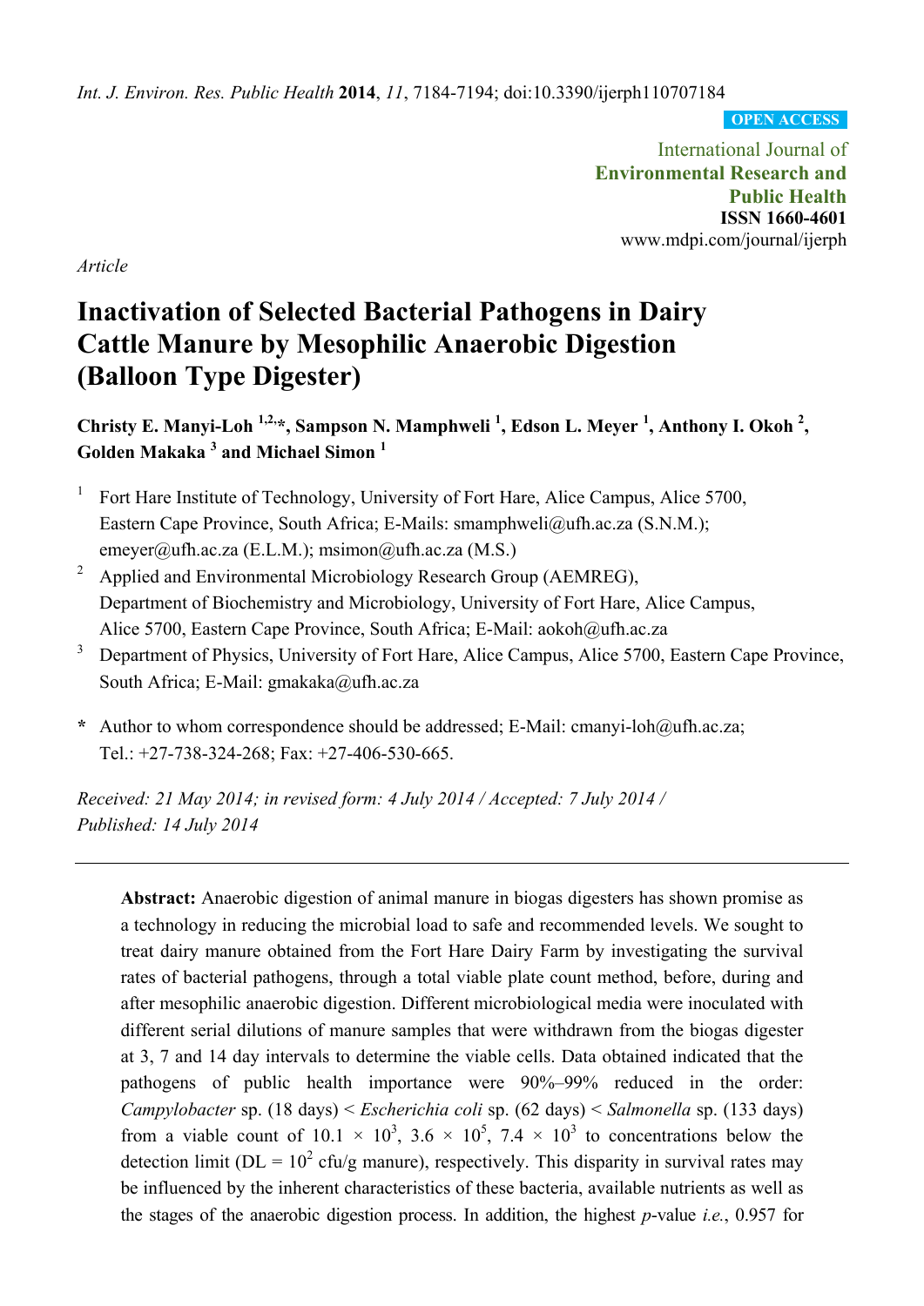*Int. J. Environ. Res. Public Health* **2014**, *11*, 7184-7194; doi:10.3390/ijerph110707184

**OPEN ACCESS**

International Journal of
**Environmental Research and Public Health**
**ISSN 1660-4601**
www.mdpi.com/journal/ijerph

*Article*

# Inactivation of Selected Bacterial Pathogens in Dairy Cattle Manure by Mesophilic Anaerobic Digestion (Balloon Type Digester)

**Christy E. Manyi-Loh [1,2,*], Sampson N. Mamphweli [1], Edson L. Meyer [1], Anthony I. Okoh [2], Golden Makaka [3] and Michael Simon [1]**

1. Fort Hare Institute of Technology, University of Fort Hare, Alice Campus, Alice 5700, Eastern Cape Province, South Africa; E-Mails: smamphweli@ufh.ac.za (S.N.M.); emeyer@ufh.ac.za (E.L.M.); msimon@ufh.ac.za (M.S.)
2. Applied and Environmental Microbiology Research Group (AEMREG), Department of Biochemistry and Microbiology, University of Fort Hare, Alice Campus, Alice 5700, Eastern Cape Province, South Africa; E-Mail: aokoh@ufh.ac.za
3. Department of Physics, University of Fort Hare, Alice Campus, Alice 5700, Eastern Cape Province, South Africa; E-Mail: gmakaka@ufh.ac.za

\* Author to whom correspondence should be addressed; E-Mail: cmanyi-loh@ufh.ac.za; Tel.: +27-738-324-268; Fax: +27-406-530-665.

*Received: 21 May 2014; in revised form: 4 July 2014 / Accepted: 7 July 2014 / Published: 14 July 2014*

---

**Abstract:** Anaerobic digestion of animal manure in biogas digesters has shown promise as a technology in reducing the microbial load to safe and recommended levels. We sought to treat dairy manure obtained from the Fort Hare Dairy Farm by investigating the survival rates of bacterial pathogens, through a total viable plate count method, before, during and after mesophilic anaerobic digestion. Different microbiological media were inoculated with different serial dilutions of manure samples that were withdrawn from the biogas digester at 3, 7 and 14 day intervals to determine the viable cells. Data obtained indicated that the pathogens of public health importance were 90%–99% reduced in the order: *Campylobacter* sp. (18 days) < *Escherichia coli* sp. (62 days) < *Salmonella* sp. (133 days) from a viable count of $10.1 \times 10^3$, $3.6 \times 10^5$, $7.4 \times 10^3$ to concentrations below the detection limit (DL = $10^2$ cfu/g manure), respectively. This disparity in survival rates may be influenced by the inherent characteristics of these bacteria, available nutrients as well as the stages of the anaerobic digestion process. In addition, the highest *p*-value *i.e.*, 0.957 for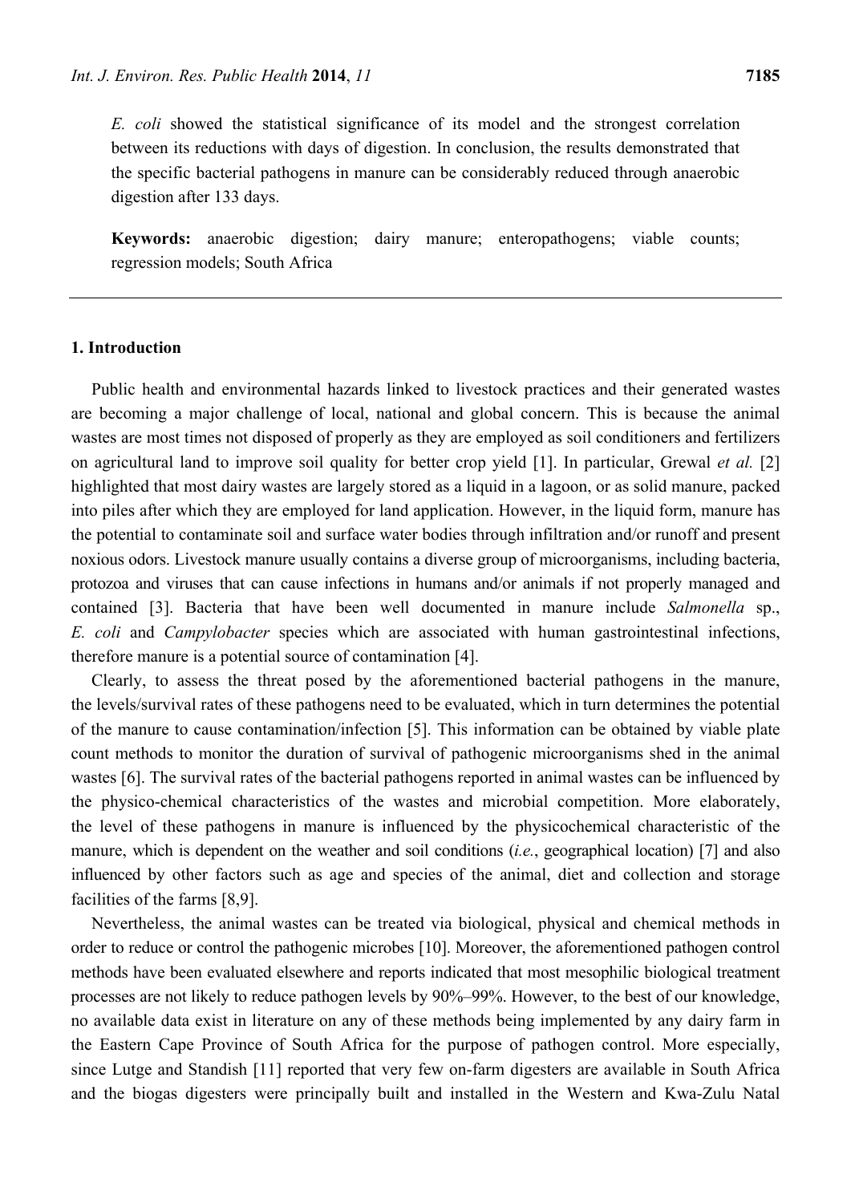*E. coli* showed the statistical significance of its model and the strongest correlation between its reductions with days of digestion. In conclusion, the results demonstrated that the specific bacterial pathogens in manure can be considerably reduced through anaerobic digestion after 133 days.

**Keywords:** anaerobic digestion; dairy manure; enteropathogens; viable counts; regression models; South Africa

## 1. Introduction

Public health and environmental hazards linked to livestock practices and their generated wastes are becoming a major challenge of local, national and global concern. This is because the animal wastes are most times not disposed of properly as they are employed as soil conditioners and fertilizers on agricultural land to improve soil quality for better crop yield [1]. In particular, Grewal *et al.* [2] highlighted that most dairy wastes are largely stored as a liquid in a lagoon, or as solid manure, packed into piles after which they are employed for land application. However, in the liquid form, manure has the potential to contaminate soil and surface water bodies through infiltration and/or runoff and present noxious odors. Livestock manure usually contains a diverse group of microorganisms, including bacteria, protozoa and viruses that can cause infections in humans and/or animals if not properly managed and contained [3]. Bacteria that have been well documented in manure include *Salmonella* sp., *E. coli* and *Campylobacter* species which are associated with human gastrointestinal infections, therefore manure is a potential source of contamination [4].

Clearly, to assess the threat posed by the aforementioned bacterial pathogens in the manure, the levels/survival rates of these pathogens need to be evaluated, which in turn determines the potential of the manure to cause contamination/infection [5]. This information can be obtained by viable plate count methods to monitor the duration of survival of pathogenic microorganisms shed in the animal wastes [6]. The survival rates of the bacterial pathogens reported in animal wastes can be influenced by the physico-chemical characteristics of the wastes and microbial competition. More elaborately, the level of these pathogens in manure is influenced by the physicochemical characteristic of the manure, which is dependent on the weather and soil conditions (*i.e.*, geographical location) [7] and also influenced by other factors such as age and species of the animal, diet and collection and storage facilities of the farms [8,9].

Nevertheless, the animal wastes can be treated via biological, physical and chemical methods in order to reduce or control the pathogenic microbes [10]. Moreover, the aforementioned pathogen control methods have been evaluated elsewhere and reports indicated that most mesophilic biological treatment processes are not likely to reduce pathogen levels by 90%–99%. However, to the best of our knowledge, no available data exist in literature on any of these methods being implemented by any dairy farm in the Eastern Cape Province of South Africa for the purpose of pathogen control. More especially, since Lutge and Standish [11] reported that very few on-farm digesters are available in South Africa and the biogas digesters were principally built and installed in the Western and Kwa-Zulu Natal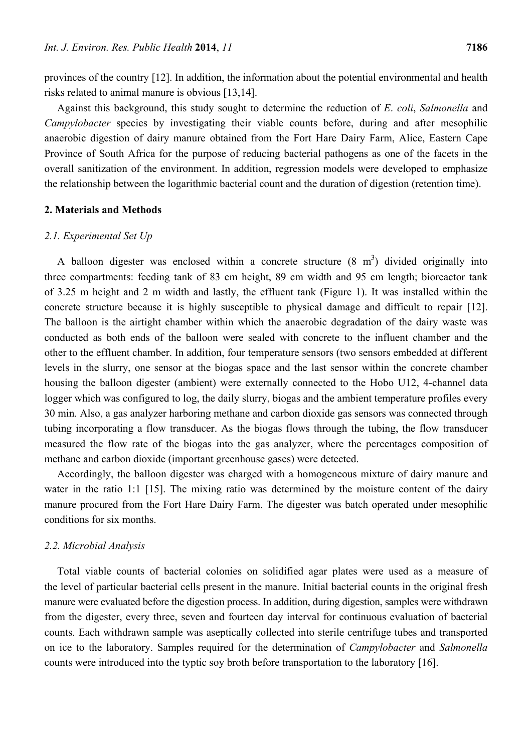provinces of the country [12]. In addition, the information about the potential environmental and health risks related to animal manure is obvious [13,14].

Against this background, this study sought to determine the reduction of *E*. *coli*, *Salmonella* and *Campylobacter* species by investigating their viable counts before, during and after mesophilic anaerobic digestion of dairy manure obtained from the Fort Hare Dairy Farm, Alice, Eastern Cape Province of South Africa for the purpose of reducing bacterial pathogens as one of the facets in the overall sanitization of the environment. In addition, regression models were developed to emphasize the relationship between the logarithmic bacterial count and the duration of digestion (retention time).

## 2. Materials and Methods

### *2.1. Experimental Set Up*

A balloon digester was enclosed within a concrete structure (8 $m^3$) divided originally into three compartments: feeding tank of 83 cm height, 89 cm width and 95 cm length; bioreactor tank of 3.25 m height and 2 m width and lastly, the effluent tank (Figure 1). It was installed within the concrete structure because it is highly susceptible to physical damage and difficult to repair [12]. The balloon is the airtight chamber within which the anaerobic degradation of the dairy waste was conducted as both ends of the balloon were sealed with concrete to the influent chamber and the other to the effluent chamber. In addition, four temperature sensors (two sensors embedded at different levels in the slurry, one sensor at the biogas space and the last sensor within the concrete chamber housing the balloon digester (ambient) were externally connected to the Hobo U12, 4-channel data logger which was configured to log, the daily slurry, biogas and the ambient temperature profiles every 30 min. Also, a gas analyzer harboring methane and carbon dioxide gas sensors was connected through tubing incorporating a flow transducer. As the biogas flows through the tubing, the flow transducer measured the flow rate of the biogas into the gas analyzer, where the percentages composition of methane and carbon dioxide (important greenhouse gases) were detected.

Accordingly, the balloon digester was charged with a homogeneous mixture of dairy manure and water in the ratio 1:1 [15]. The mixing ratio was determined by the moisture content of the dairy manure procured from the Fort Hare Dairy Farm. The digester was batch operated under mesophilic conditions for six months.

### *2.2. Microbial Analysis*

Total viable counts of bacterial colonies on solidified agar plates were used as a measure of the level of particular bacterial cells present in the manure. Initial bacterial counts in the original fresh manure were evaluated before the digestion process. In addition, during digestion, samples were withdrawn from the digester, every three, seven and fourteen day interval for continuous evaluation of bacterial counts. Each withdrawn sample was aseptically collected into sterile centrifuge tubes and transported on ice to the laboratory. Samples required for the determination of *Campylobacter* and *Salmonella* counts were introduced into the typtic soy broth before transportation to the laboratory [16].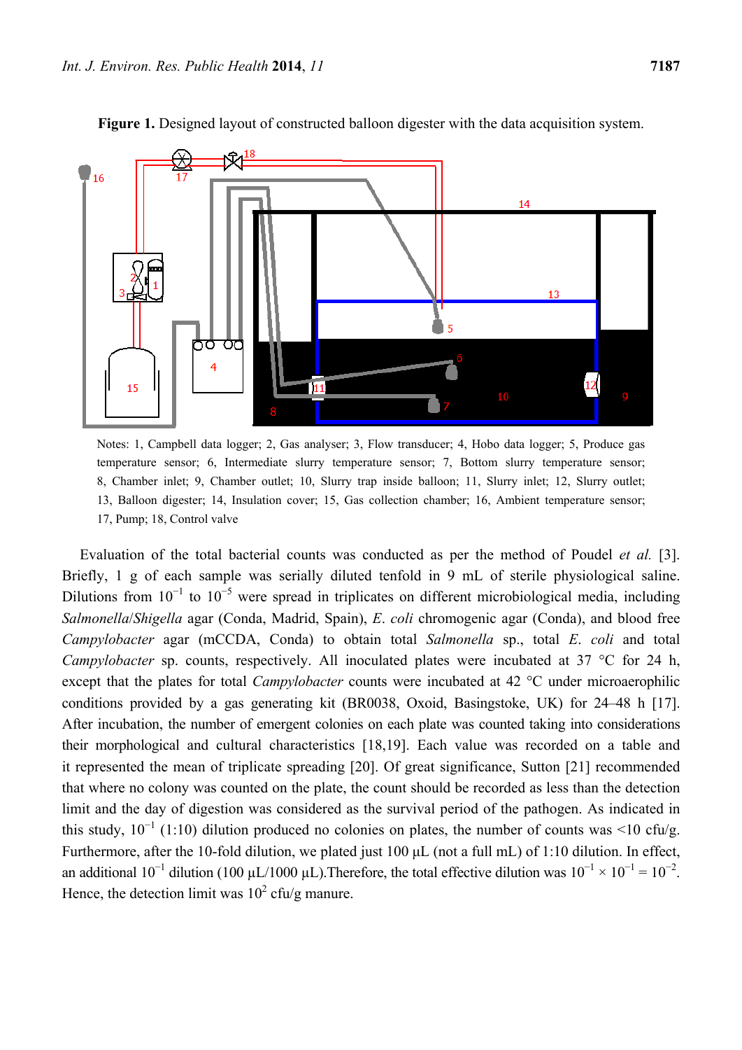**Figure 1.** Designed layout of constructed balloon digester with the data acquisition system.

Notes: 1, Campbell data logger; 2, Gas analyser; 3, Flow transducer; 4, Hobo data logger; 5, Produce gas temperature sensor; 6, Intermediate slurry temperature sensor; 7, Bottom slurry temperature sensor; 8, Chamber inlet; 9, Chamber outlet; 10, Slurry trap inside balloon; 11, Slurry inlet; 12, Slurry outlet; 13, Balloon digester; 14, Insulation cover; 15, Gas collection chamber; 16, Ambient temperature sensor; 17, Pump; 18, Control valve

Evaluation of the total bacterial counts was conducted as per the method of Poudel *et al.* [3]. Briefly, 1 g of each sample was serially diluted tenfold in 9 mL of sterile physiological saline. Dilutions from $10^{-1}$ to $10^{-5}$ were spread in triplicates on different microbiological media, including *Salmonella*/*Shigella* agar (Conda, Madrid, Spain), *E. coli* chromogenic agar (Conda), and blood free *Campylobacter* agar (mCCDA, Conda) to obtain total *Salmonella* sp., total *E. coli* and total *Campylobacter* sp. counts, respectively. All inoculated plates were incubated at 37 °C for 24 h, except that the plates for total *Campylobacter* counts were incubated at 42 °C under microaerophilic conditions provided by a gas generating kit (BR0038, Oxoid, Basingstoke, UK) for 24–48 h [17]. After incubation, the number of emergent colonies on each plate was counted taking into considerations their morphological and cultural characteristics [18,19]. Each value was recorded on a table and it represented the mean of triplicate spreading [20]. Of great significance, Sutton [21] recommended that where no colony was counted on the plate, the count should be recorded as less than the detection limit and the day of digestion was considered as the survival period of the pathogen. As indicated in this study, $10^{-1}$ (1:10) dilution produced no colonies on plates, the number of counts was <10 cfu/g. Furthermore, after the 10-fold dilution, we plated just 100 µL (not a full mL) of 1:10 dilution. In effect, an additional $10^{-1}$ dilution (100 µL/1000 µL).Therefore, the total effective dilution was $10^{-1} \times 10^{-1} = 10^{-2}$. Hence, the detection limit was $10^{2}$ cfu/g manure.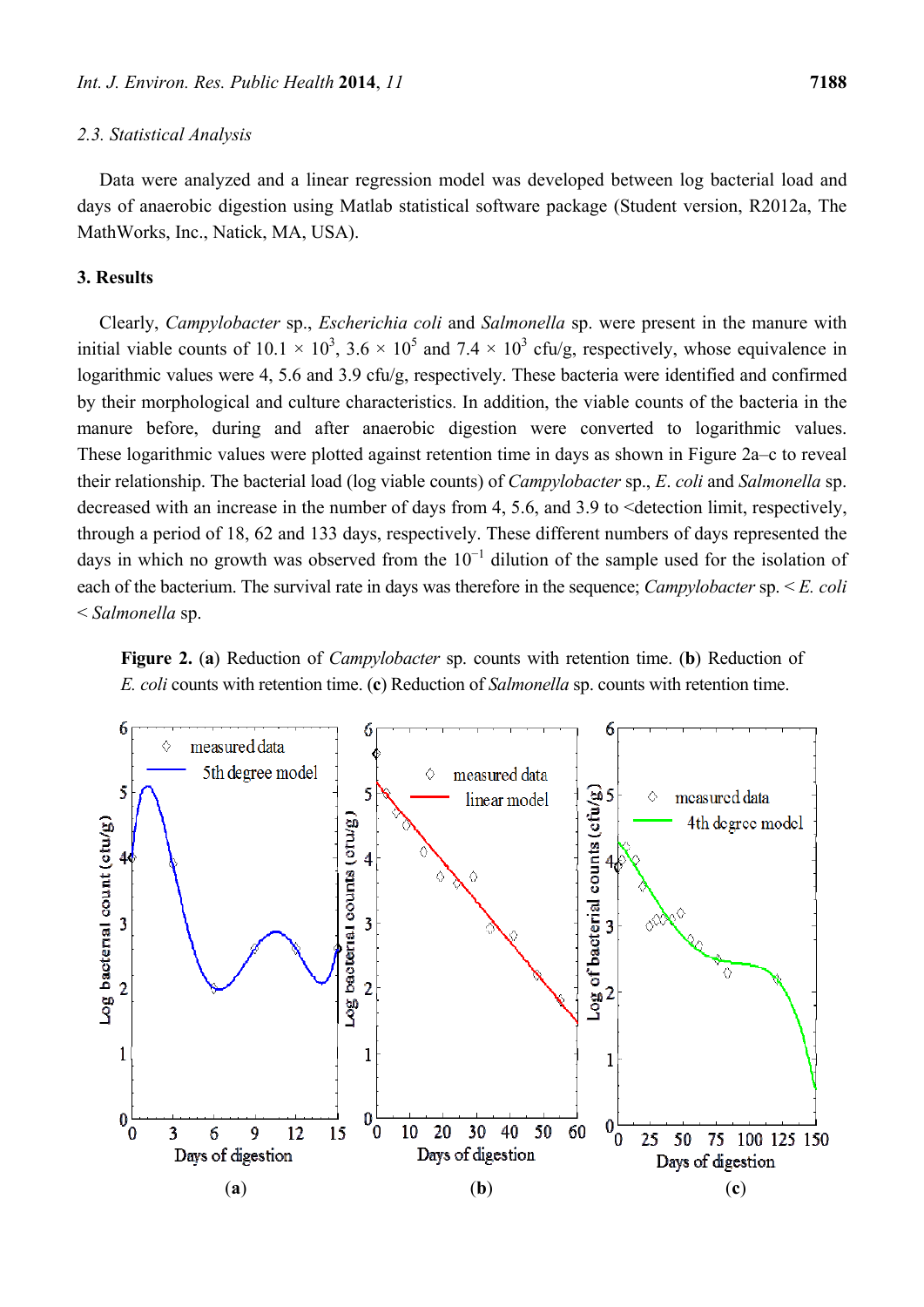### 2.3. Statistical Analysis

Data were analyzed and a linear regression model was developed between log bacterial load and days of anaerobic digestion using Matlab statistical software package (Student version, R2012a, The MathWorks, Inc., Natick, MA, USA).

## 3. Results

Clearly, *Campylobacter* sp., *Escherichia coli* and *Salmonella* sp. were present in the manure with initial viable counts of $10.1 \times 10^3$, $3.6 \times 10^5$ and $7.4 \times 10^3$ cfu/g, respectively, whose equivalence in logarithmic values were 4, 5.6 and 3.9 cfu/g, respectively. These bacteria were identified and confirmed by their morphological and culture characteristics. In addition, the viable counts of the bacteria in the manure before, during and after anaerobic digestion were converted to logarithmic values. These logarithmic values were plotted against retention time in days as shown in Figure 2a–c to reveal their relationship. The bacterial load (log viable counts) of *Campylobacter* sp., *E. coli* and *Salmonella* sp. decreased with an increase in the number of days from 4, 5.6, and 3.9 to <detection limit, respectively, through a period of 18, 62 and 133 days, respectively. These different numbers of days represented the days in which no growth was observed from the $10^{-1}$ dilution of the sample used for the isolation of each of the bacterium. The survival rate in days was therefore in the sequence; *Campylobacter* sp. < *E. coli* < *Salmonella* sp.

**Figure 2.** (**a**) Reduction of *Campylobacter* sp. counts with retention time. (**b**) Reduction of *E. coli* counts with retention time. (**c**) Reduction of *Salmonella* sp. counts with retention time.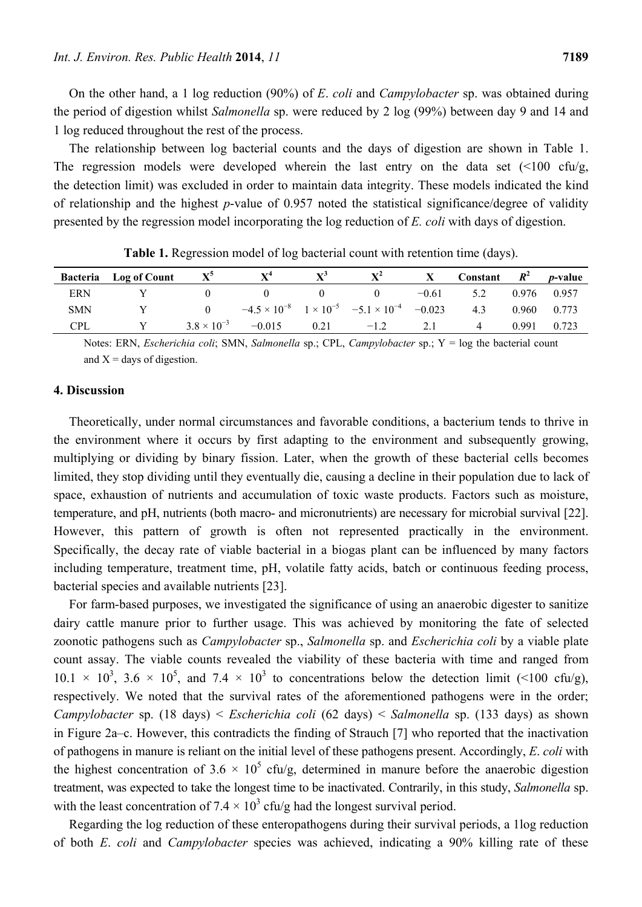On the other hand, a 1 log reduction (90%) of *E*. *coli* and *Campylobacter* sp. was obtained during the period of digestion whilst *Salmonella* sp. were reduced by 2 log (99%) between day 9 and 14 and 1 log reduced throughout the rest of the process.

The relationship between log bacterial counts and the days of digestion are shown in Table 1. The regression models were developed wherein the last entry on the data set (<100 cfu/g, the detection limit) was excluded in order to maintain data integrity. These models indicated the kind of relationship and the highest *p*-value of 0.957 noted the statistical significance/degree of validity presented by the regression model incorporating the log reduction of *E. coli* with days of digestion.

**Table 1.** Regression model of log bacterial count with retention time (days).

| Bacteria | Log of Count | $X^5$ | $X^4$ | $X^3$ | $X^2$ | X | Constant | $R^2$ | *p*-value |
|---|---|---|---|---|---|---|---|---|---|
| ERN | Y | 0 | 0 | 0 | 0 | −0.61 | 5.2 | 0.976 | 0.957 |
| SMN | Y | 0 | $-4.5 \times 10^{-8}$ | $1 \times 10^{-5}$ | $-5.1 \times 10^{-4}$ | −0.023 | 4.3 | 0.960 | 0.773 |
| CPL | Y | $3.8 \times 10^{-3}$ | −0.015 | 0.21 | −1.2 | 2.1 | 4 | 0.991 | 0.723 |

Notes: ERN, *Escherichia coli*; SMN, *Salmonella* sp.; CPL, *Campylobacter* sp.; Y = log the bacterial count and X = days of digestion.

## 4. Discussion

Theoretically, under normal circumstances and favorable conditions, a bacterium tends to thrive in the environment where it occurs by first adapting to the environment and subsequently growing, multiplying or dividing by binary fission. Later, when the growth of these bacterial cells becomes limited, they stop dividing until they eventually die, causing a decline in their population due to lack of space, exhaustion of nutrients and accumulation of toxic waste products. Factors such as moisture, temperature, and pH, nutrients (both macro- and micronutrients) are necessary for microbial survival [22]. However, this pattern of growth is often not represented practically in the environment. Specifically, the decay rate of viable bacterial in a biogas plant can be influenced by many factors including temperature, treatment time, pH, volatile fatty acids, batch or continuous feeding process, bacterial species and available nutrients [23].

For farm-based purposes, we investigated the significance of using an anaerobic digester to sanitize dairy cattle manure prior to further usage. This was achieved by monitoring the fate of selected zoonotic pathogens such as *Campylobacter* sp., *Salmonella* sp. and *Escherichia coli* by a viable plate count assay. The viable counts revealed the viability of these bacteria with time and ranged from $10.1 \times 10^3$, $3.6 \times 10^5$, and $7.4 \times 10^3$ to concentrations below the detection limit (<100 cfu/g), respectively. We noted that the survival rates of the aforementioned pathogens were in the order; *Campylobacter* sp. (18 days) < *Escherichia coli* (62 days) < *Salmonella* sp. (133 days) as shown in Figure 2a–c. However, this contradicts the finding of Strauch [7] who reported that the inactivation of pathogens in manure is reliant on the initial level of these pathogens present. Accordingly, *E*. *coli* with the highest concentration of $3.6 \times 10^5$ cfu/g, determined in manure before the anaerobic digestion treatment, was expected to take the longest time to be inactivated. Contrarily, in this study, *Salmonella* sp. with the least concentration of $7.4 \times 10^3$ cfu/g had the longest survival period.

Regarding the log reduction of these enteropathogens during their survival periods, a 1log reduction of both *E*. *coli* and *Campylobacter* species was achieved, indicating a 90% killing rate of these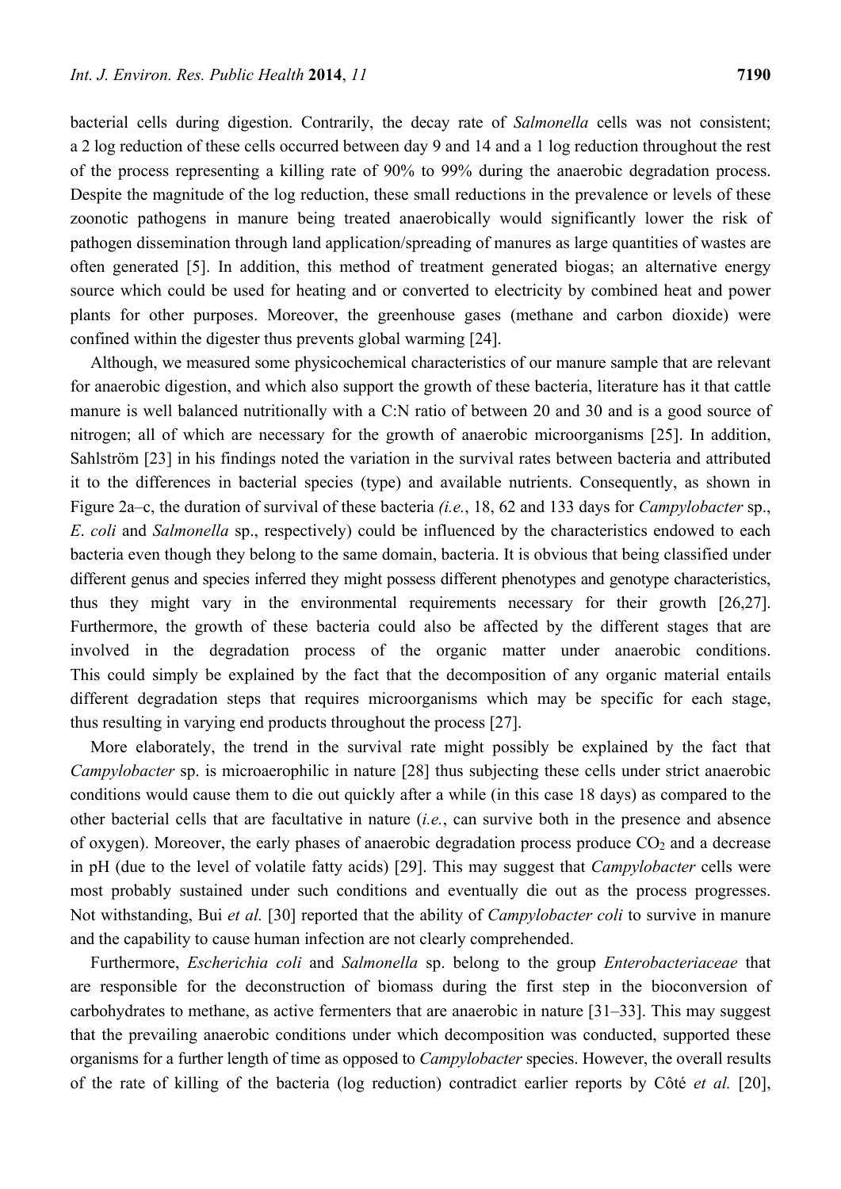bacterial cells during digestion. Contrarily, the decay rate of *Salmonella* cells was not consistent; a 2 log reduction of these cells occurred between day 9 and 14 and a 1 log reduction throughout the rest of the process representing a killing rate of 90% to 99% during the anaerobic degradation process. Despite the magnitude of the log reduction, these small reductions in the prevalence or levels of these zoonotic pathogens in manure being treated anaerobically would significantly lower the risk of pathogen dissemination through land application/spreading of manures as large quantities of wastes are often generated [5]. In addition, this method of treatment generated biogas; an alternative energy source which could be used for heating and or converted to electricity by combined heat and power plants for other purposes. Moreover, the greenhouse gases (methane and carbon dioxide) were confined within the digester thus prevents global warming [24].

Although, we measured some physicochemical characteristics of our manure sample that are relevant for anaerobic digestion, and which also support the growth of these bacteria, literature has it that cattle manure is well balanced nutritionally with a C:N ratio of between 20 and 30 and is a good source of nitrogen; all of which are necessary for the growth of anaerobic microorganisms [25]. In addition, Sahlström [23] in his findings noted the variation in the survival rates between bacteria and attributed it to the differences in bacterial species (type) and available nutrients. Consequently, as shown in Figure 2a–c, the duration of survival of these bacteria *(i.e.*, 18, 62 and 133 days for *Campylobacter* sp., *E*. *coli* and *Salmonella* sp., respectively) could be influenced by the characteristics endowed to each bacteria even though they belong to the same domain, bacteria. It is obvious that being classified under different genus and species inferred they might possess different phenotypes and genotype characteristics, thus they might vary in the environmental requirements necessary for their growth [26,27]. Furthermore, the growth of these bacteria could also be affected by the different stages that are involved in the degradation process of the organic matter under anaerobic conditions. This could simply be explained by the fact that the decomposition of any organic material entails different degradation steps that requires microorganisms which may be specific for each stage, thus resulting in varying end products throughout the process [27].

More elaborately, the trend in the survival rate might possibly be explained by the fact that *Campylobacter* sp. is microaerophilic in nature [28] thus subjecting these cells under strict anaerobic conditions would cause them to die out quickly after a while (in this case 18 days) as compared to the other bacterial cells that are facultative in nature (*i.e.*, can survive both in the presence and absence of oxygen). Moreover, the early phases of anaerobic degradation process produce $CO_2$ and a decrease in pH (due to the level of volatile fatty acids) [29]. This may suggest that *Campylobacter* cells were most probably sustained under such conditions and eventually die out as the process progresses. Not withstanding, Bui *et al.* [30] reported that the ability of *Campylobacter coli* to survive in manure and the capability to cause human infection are not clearly comprehended.

Furthermore, *Escherichia coli* and *Salmonella* sp. belong to the group *Enterobacteriaceae* that are responsible for the deconstruction of biomass during the first step in the bioconversion of carbohydrates to methane, as active fermenters that are anaerobic in nature [31–33]. This may suggest that the prevailing anaerobic conditions under which decomposition was conducted, supported these organisms for a further length of time as opposed to *Campylobacter* species. However, the overall results of the rate of killing of the bacteria (log reduction) contradict earlier reports by Côté *et al.* [20],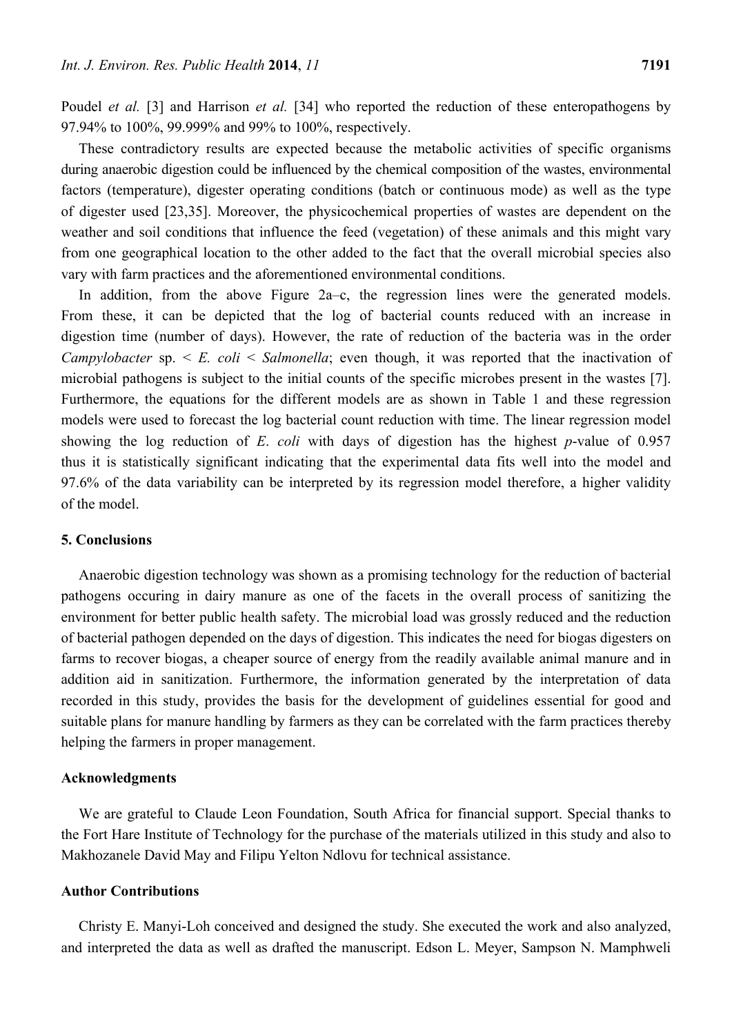Poudel *et al.* [3] and Harrison *et al.* [34] who reported the reduction of these enteropathogens by 97.94% to 100%, 99.999% and 99% to 100%, respectively.

These contradictory results are expected because the metabolic activities of specific organisms during anaerobic digestion could be influenced by the chemical composition of the wastes, environmental factors (temperature), digester operating conditions (batch or continuous mode) as well as the type of digester used [23,35]. Moreover, the physicochemical properties of wastes are dependent on the weather and soil conditions that influence the feed (vegetation) of these animals and this might vary from one geographical location to the other added to the fact that the overall microbial species also vary with farm practices and the aforementioned environmental conditions.

In addition, from the above Figure 2a–c, the regression lines were the generated models. From these, it can be depicted that the log of bacterial counts reduced with an increase in digestion time (number of days). However, the rate of reduction of the bacteria was in the order *Campylobacter* sp. < *E. coli* < *Salmonella*; even though, it was reported that the inactivation of microbial pathogens is subject to the initial counts of the specific microbes present in the wastes [7]. Furthermore, the equations for the different models are as shown in Table 1 and these regression models were used to forecast the log bacterial count reduction with time. The linear regression model showing the log reduction of *E. coli* with days of digestion has the highest *p*-value of 0.957 thus it is statistically significant indicating that the experimental data fits well into the model and 97.6% of the data variability can be interpreted by its regression model therefore, a higher validity of the model.

## 5. Conclusions

Anaerobic digestion technology was shown as a promising technology for the reduction of bacterial pathogens occuring in dairy manure as one of the facets in the overall process of sanitizing the environment for better public health safety. The microbial load was grossly reduced and the reduction of bacterial pathogen depended on the days of digestion. This indicates the need for biogas digesters on farms to recover biogas, a cheaper source of energy from the readily available animal manure and in addition aid in sanitization. Furthermore, the information generated by the interpretation of data recorded in this study, provides the basis for the development of guidelines essential for good and suitable plans for manure handling by farmers as they can be correlated with the farm practices thereby helping the farmers in proper management.

## Acknowledgments

We are grateful to Claude Leon Foundation, South Africa for financial support. Special thanks to the Fort Hare Institute of Technology for the purchase of the materials utilized in this study and also to Makhozanele David May and Filipu Yelton Ndlovu for technical assistance.

## Author Contributions

Christy E. Manyi-Loh conceived and designed the study. She executed the work and also analyzed, and interpreted the data as well as drafted the manuscript. Edson L. Meyer, Sampson N. Mamphweli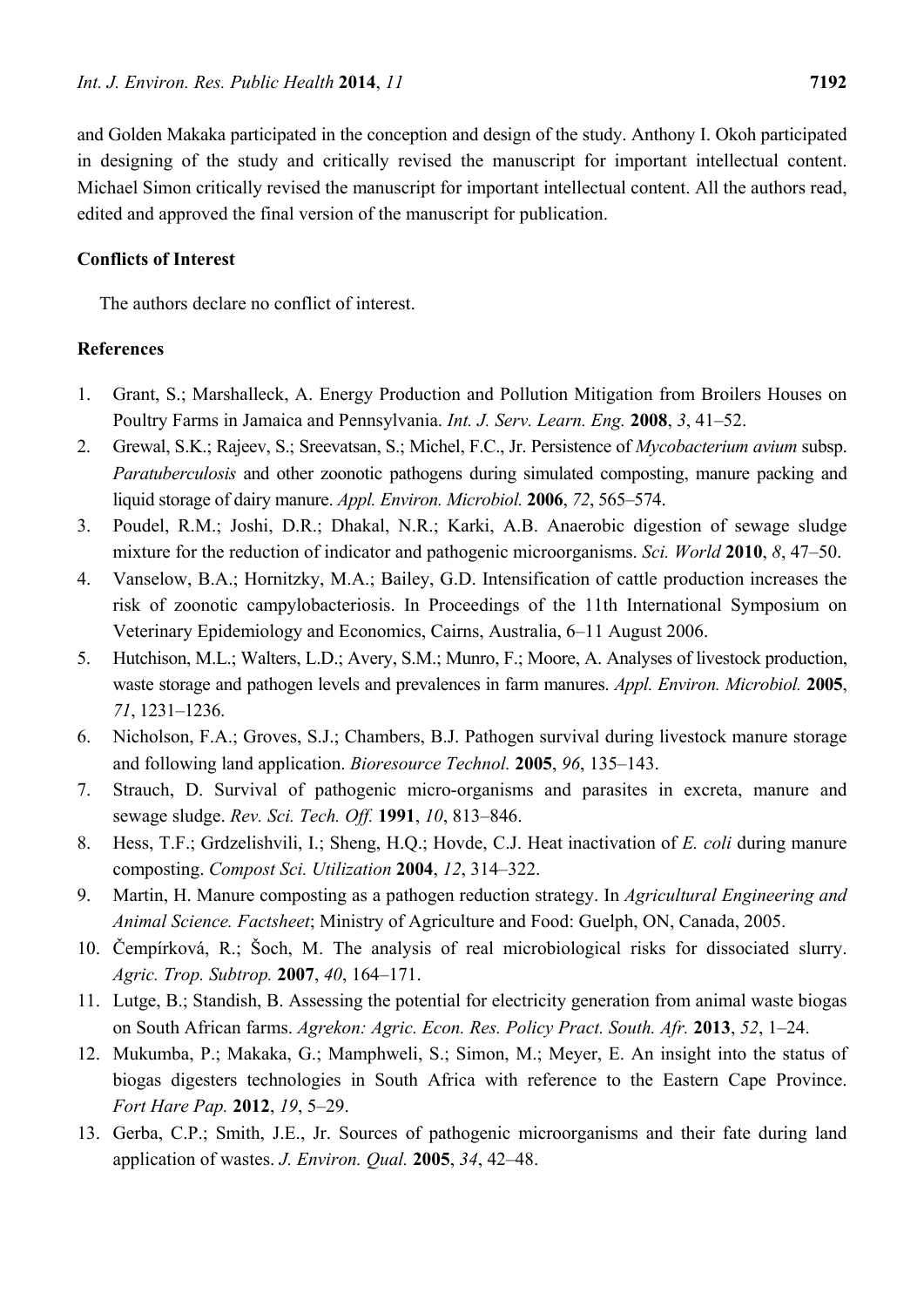and Golden Makaka participated in the conception and design of the study. Anthony I. Okoh participated in designing of the study and critically revised the manuscript for important intellectual content. Michael Simon critically revised the manuscript for important intellectual content. All the authors read, edited and approved the final version of the manuscript for publication.

## Conflicts of Interest

The authors declare no conflict of interest.

## References

1. Grant, S.; Marshalleck, A. Energy Production and Pollution Mitigation from Broilers Houses on Poultry Farms in Jamaica and Pennsylvania. *Int. J. Serv. Learn. Eng.* **2008**, *3*, 41–52.
2. Grewal, S.K.; Rajeev, S.; Sreevatsan, S.; Michel, F.C., Jr. Persistence of *Mycobacterium avium* subsp. *Paratuberculosis* and other zoonotic pathogens during simulated composting, manure packing and liquid storage of dairy manure. *Appl. Environ. Microbiol.* **2006**, *72*, 565–574.
3. Poudel, R.M.; Joshi, D.R.; Dhakal, N.R.; Karki, A.B. Anaerobic digestion of sewage sludge mixture for the reduction of indicator and pathogenic microorganisms. *Sci. World* **2010**, *8*, 47–50.
4. Vanselow, B.A.; Hornitzky, M.A.; Bailey, G.D. Intensification of cattle production increases the risk of zoonotic campylobacteriosis. In Proceedings of the 11th International Symposium on Veterinary Epidemiology and Economics, Cairns, Australia, 6–11 August 2006.
5. Hutchison, M.L.; Walters, L.D.; Avery, S.M.; Munro, F.; Moore, A. Analyses of livestock production, waste storage and pathogen levels and prevalences in farm manures. *Appl. Environ. Microbiol.* **2005**, *71*, 1231–1236.
6. Nicholson, F.A.; Groves, S.J.; Chambers, B.J. Pathogen survival during livestock manure storage and following land application. *Bioresource Technol.* **2005**, *96*, 135–143.
7. Strauch, D. Survival of pathogenic micro-organisms and parasites in excreta, manure and sewage sludge. *Rev. Sci. Tech. Off.* **1991**, *10*, 813–846.
8. Hess, T.F.; Grdzelishvili, I.; Sheng, H.Q.; Hovde, C.J. Heat inactivation of *E. coli* during manure composting. *Compost Sci. Utilization* **2004**, *12*, 314–322.
9. Martin, H. Manure composting as a pathogen reduction strategy. In *Agricultural Engineering and Animal Science. Factsheet*; Ministry of Agriculture and Food: Guelph, ON, Canada, 2005.
10. Čempírková, R.; Šoch, M. The analysis of real microbiological risks for dissociated slurry. *Agric. Trop. Subtrop.* **2007**, *40*, 164–171.
11. Lutge, B.; Standish, B. Assessing the potential for electricity generation from animal waste biogas on South African farms. *Agrekon: Agric. Econ. Res. Policy Pract. South. Afr.* **2013**, *52*, 1–24.
12. Mukumba, P.; Makaka, G.; Mamphweli, S.; Simon, M.; Meyer, E. An insight into the status of biogas digesters technologies in South Africa with reference to the Eastern Cape Province. *Fort Hare Pap.* **2012**, *19*, 5–29.
13. Gerba, C.P.; Smith, J.E., Jr. Sources of pathogenic microorganisms and their fate during land application of wastes. *J. Environ. Qual.* **2005**, *34*, 42–48.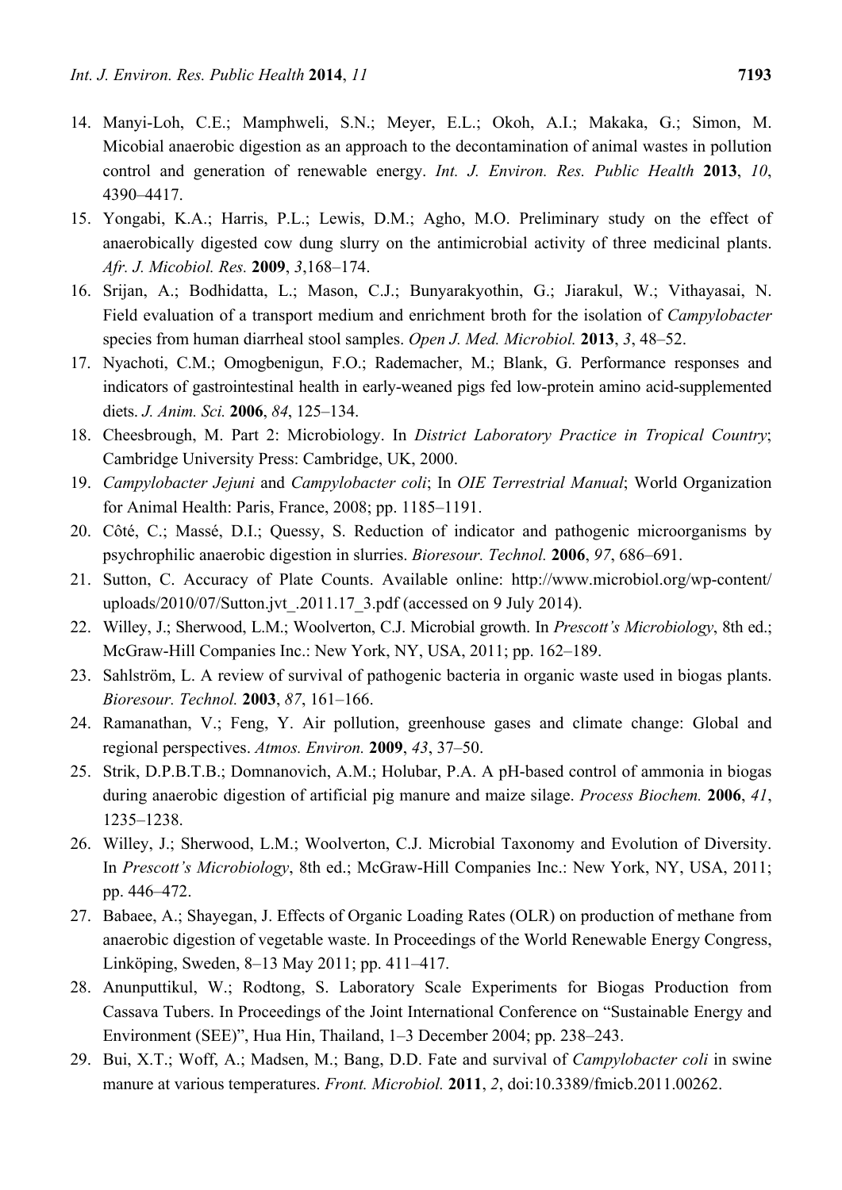14. Manyi-Loh, C.E.; Mamphweli, S.N.; Meyer, E.L.; Okoh, A.I.; Makaka, G.; Simon, M. Micobial anaerobic digestion as an approach to the decontamination of animal wastes in pollution control and generation of renewable energy. *Int. J. Environ. Res. Public Health* **2013**, *10*, 4390–4417.
15. Yongabi, K.A.; Harris, P.L.; Lewis, D.M.; Agho, M.O. Preliminary study on the effect of anaerobically digested cow dung slurry on the antimicrobial activity of three medicinal plants. *Afr. J. Micobiol. Res.* **2009**, *3*,168–174.
16. Srijan, A.; Bodhidatta, L.; Mason, C.J.; Bunyarakyothin, G.; Jiarakul, W.; Vithayasai, N. Field evaluation of a transport medium and enrichment broth for the isolation of *Campylobacter* species from human diarrheal stool samples. *Open J. Med. Microbiol.* **2013**, *3*, 48–52.
17. Nyachoti, C.M.; Omogbenigun, F.O.; Rademacher, M.; Blank, G. Performance responses and indicators of gastrointestinal health in early-weaned pigs fed low-protein amino acid-supplemented diets. *J. Anim. Sci.* **2006**, *84*, 125–134.
18. Cheesbrough, M. Part 2: Microbiology. In *District Laboratory Practice in Tropical Country*; Cambridge University Press: Cambridge, UK, 2000.
19. *Campylobacter Jejuni* and *Campylobacter coli*; In *OIE Terrestrial Manual*; World Organization for Animal Health: Paris, France, 2008; pp. 1185–1191.
20. Côté, C.; Massé, D.I.; Quessy, S. Reduction of indicator and pathogenic microorganisms by psychrophilic anaerobic digestion in slurries. *Bioresour. Technol.* **2006**, *97*, 686–691.
21. Sutton, C. Accuracy of Plate Counts. Available online: http://www.microbiol.org/wp-content/uploads/2010/07/Sutton.jvt_.2011.17_3.pdf (accessed on 9 July 2014).
22. Willey, J.; Sherwood, L.M.; Woolverton, C.J. Microbial growth. In *Prescott's Microbiology*, 8th ed.; McGraw-Hill Companies Inc.: New York, NY, USA, 2011; pp. 162–189.
23. Sahlström, L. A review of survival of pathogenic bacteria in organic waste used in biogas plants. *Bioresour. Technol.* **2003**, *87*, 161–166.
24. Ramanathan, V.; Feng, Y. Air pollution, greenhouse gases and climate change: Global and regional perspectives. *Atmos. Environ.* **2009**, *43*, 37–50.
25. Strik, D.P.B.T.B.; Domnanovich, A.M.; Holubar, P.A. A pH-based control of ammonia in biogas during anaerobic digestion of artificial pig manure and maize silage. *Process Biochem.* **2006**, *41*, 1235–1238.
26. Willey, J.; Sherwood, L.M.; Woolverton, C.J. Microbial Taxonomy and Evolution of Diversity. In *Prescott's Microbiology*, 8th ed.; McGraw-Hill Companies Inc.: New York, NY, USA, 2011; pp. 446–472.
27. Babaee, A.; Shayegan, J. Effects of Organic Loading Rates (OLR) on production of methane from anaerobic digestion of vegetable waste. In Proceedings of the World Renewable Energy Congress, Linköping, Sweden, 8–13 May 2011; pp. 411–417.
28. Anunputtikul, W.; Rodtong, S. Laboratory Scale Experiments for Biogas Production from Cassava Tubers. In Proceedings of the Joint International Conference on "Sustainable Energy and Environment (SEE)", Hua Hin, Thailand, 1–3 December 2004; pp. 238–243.
29. Bui, X.T.; Woff, A.; Madsen, M.; Bang, D.D. Fate and survival of *Campylobacter coli* in swine manure at various temperatures. *Front. Microbiol.* **2011**, *2*, doi:10.3389/fmicb.2011.00262.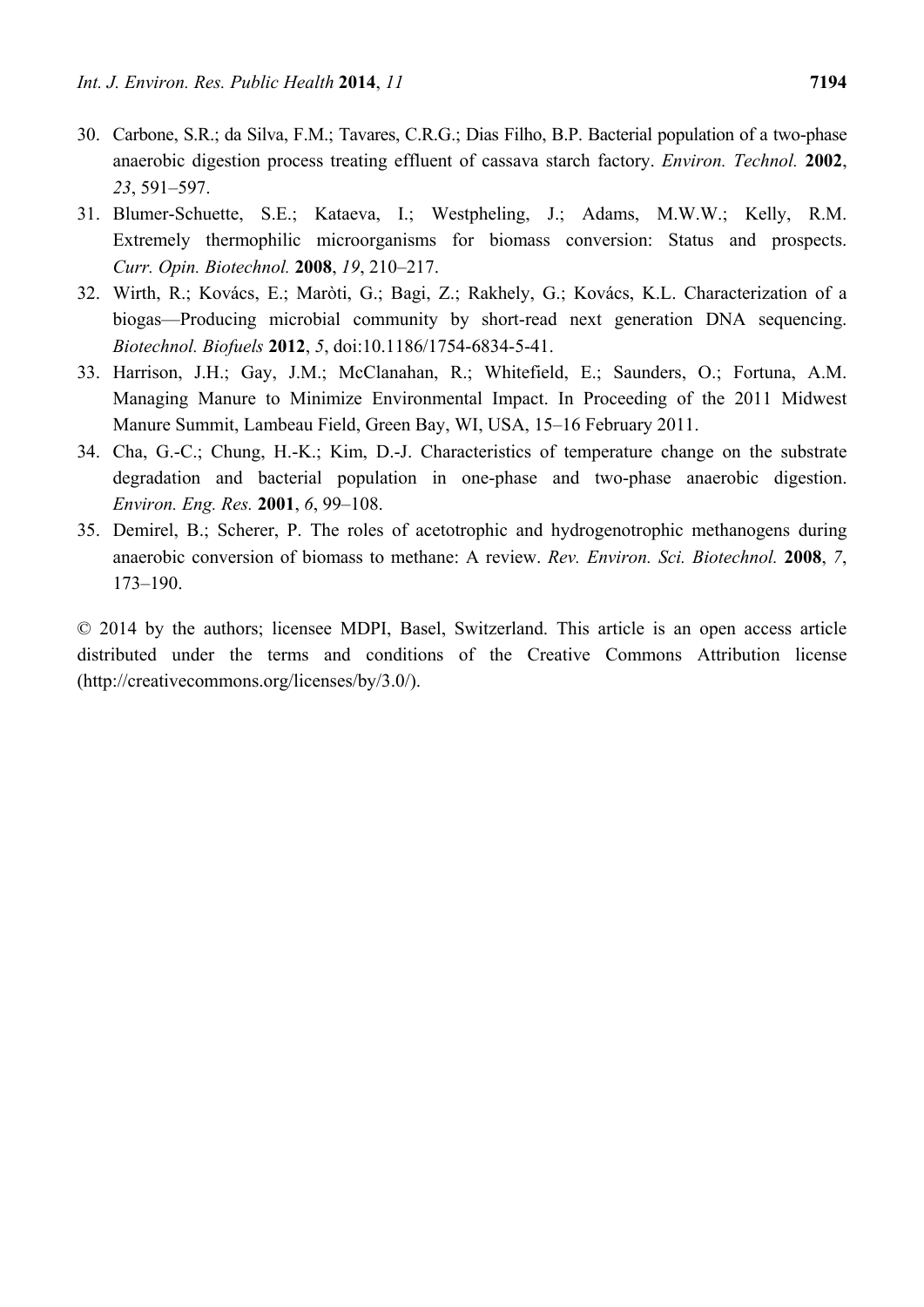30. Carbone, S.R.; da Silva, F.M.; Tavares, C.R.G.; Dias Filho, B.P. Bacterial population of a two-phase anaerobic digestion process treating effluent of cassava starch factory. *Environ. Technol.* **2002**, *23*, 591–597.
31. Blumer-Schuette, S.E.; Kataeva, I.; Westpheling, J.; Adams, M.W.W.; Kelly, R.M. Extremely thermophilic microorganisms for biomass conversion: Status and prospects. *Curr. Opin. Biotechnol.* **2008**, *19*, 210–217.
32. Wirth, R.; Kovács, E.; Maròti, G.; Bagi, Z.; Rakhely, G.; Kovács, K.L. Characterization of a biogas—Producing microbial community by short-read next generation DNA sequencing. *Biotechnol. Biofuels* **2012**, *5*, doi:10.1186/1754-6834-5-41.
33. Harrison, J.H.; Gay, J.M.; McClanahan, R.; Whitefield, E.; Saunders, O.; Fortuna, A.M. Managing Manure to Minimize Environmental Impact. In Proceeding of the 2011 Midwest Manure Summit, Lambeau Field, Green Bay, WI, USA, 15–16 February 2011.
34. Cha, G.-C.; Chung, H.-K.; Kim, D.-J. Characteristics of temperature change on the substrate degradation and bacterial population in one-phase and two-phase anaerobic digestion. *Environ. Eng. Res.* **2001**, *6*, 99–108.
35. Demirel, B.; Scherer, P. The roles of acetotrophic and hydrogenotrophic methanogens during anaerobic conversion of biomass to methane: A review. *Rev. Environ. Sci. Biotechnol.* **2008**, *7*, 173–190.

© 2014 by the authors; licensee MDPI, Basel, Switzerland. This article is an open access article distributed under the terms and conditions of the Creative Commons Attribution license (http://creativecommons.org/licenses/by/3.0/).